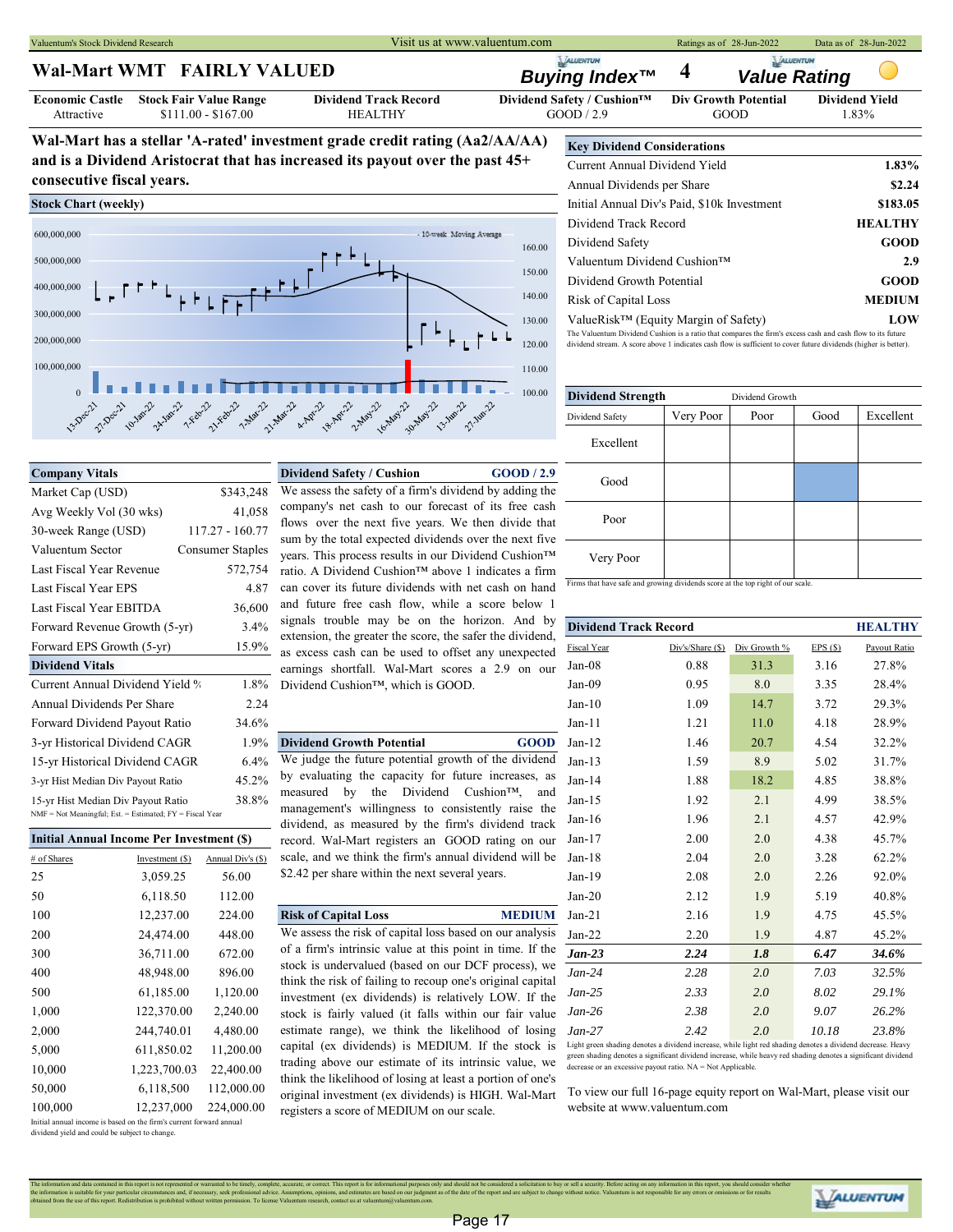Valuentum's Stock Dividend Research — Visit us at www.valuentum.com — Ratings as of 28-Jun-2022 — Data as of 28-Jun-2022

# Wal-Mart WMT FAIRLY VALUED

**Buying Index™** 4 — **Value Rating**

| Economic Castle | Stock Fair Value Range | Dividend Track Record | Dividend Safety / Cushion™ | Div Growth Potential | Dividend Yield |
|---|---|---|---|---|---|
| Attractive | $111.00 - $167.00 | HEALTHY | GOOD / 2.9 | GOOD | 1.83% |

**Wal-Mart has a stellar 'A-rated' investment grade credit rating (Aa2/AA/AA) and is a Dividend Aristocrat that has increased its payout over the past 45+ consecutive fiscal years.**

## Stock Chart (weekly)

## Key Dividend Considerations

| | |
|---|---|
| Current Annual Dividend Yield | 1.83% |
| Annual Dividends per Share | $2.24 |
| Initial Annual Div's Paid, $10k Investment | $183.05 |
| Dividend Track Record | HEALTHY |
| Dividend Safety | GOOD |
| Valuentum Dividend Cushion™ | 2.9 |
| Dividend Growth Potential | GOOD |
| Risk of Capital Loss | MEDIUM |
| ValueRisk™ (Equity Margin of Safety) | LOW |

The Valuentum Dividend Cushion is a ratio that compares the firm's excess cash and cash flow to its future dividend stream. A score above 1 indicates cash flow is sufficient to cover future dividends (higher is better).

## Dividend Strength

| Dividend Safety \ Dividend Growth | Very Poor | Poor | Good | Excellent |
|---|---|---|---|---|
| Excellent | | | | |
| Good | | | X | |
| Poor | | | | |
| Very Poor | | | | |

Firms that have safe and growing dividends score at the top right of our scale.

## Company Vitals

| | |
|---|---|
| Market Cap (USD) | $343,248 |
| Avg Weekly Vol (30 wks) | 41,058 |
| 30-week Range (USD) | 117.27 - 160.77 |
| Valuentum Sector | Consumer Staples |
| Last Fiscal Year Revenue | 572,754 |
| Last Fiscal Year EPS | 4.87 |
| Last Fiscal Year EBITDA | 36,600 |
| Forward Revenue Growth (5-yr) | 3.4% |
| Forward EPS Growth (5-yr) | 15.9% |

## Dividend Vitals

| | |
|---|---|
| Current Annual Dividend Yield % | 1.8% |
| Annual Dividends Per Share | 2.24 |
| Forward Dividend Payout Ratio | 34.6% |
| 3-yr Historical Dividend CAGR | 1.9% |
| 15-yr Historical Dividend CAGR | 6.4% |
| 3-yr Hist Median Div Payout Ratio | 45.2% |
| 15-yr Hist Median Div Payout Ratio | 38.8% |

NMF = Not Meaningful; Est. = Estimated; FY = Fiscal Year

## Initial Annual Income Per Investment ($)

| # of Shares | Investment ($) | Annual Div's ($) |
|---|---|---|
| 25 | 3,059.25 | 56.00 |
| 50 | 6,118.50 | 112.00 |
| 100 | 12,237.00 | 224.00 |
| 200 | 24,474.00 | 448.00 |
| 300 | 36,711.00 | 672.00 |
| 400 | 48,948.00 | 896.00 |
| 500 | 61,185.00 | 1,120.00 |
| 1,000 | 122,370.00 | 2,240.00 |
| 2,000 | 244,740.01 | 4,480.00 |
| 5,000 | 611,850.02 | 11,200.00 |
| 10,000 | 1,223,700.03 | 22,400.00 |
| 50,000 | 6,118,500 | 112,000.00 |
| 100,000 | 12,237,000 | 224,000.00 |

Initial annual income is based on the firm's current forward annual dividend yield and could be subject to change.

## Dividend Safety / Cushion — GOOD / 2.9

We assess the safety of a firm's dividend by adding the company's net cash to our forecast of its free cash flows over the next five years. We then divide that sum by the total expected dividends over the next five years. This process results in our Dividend Cushion™ ratio. A Dividend Cushion™ above 1 indicates a firm can cover its future dividends with net cash on hand and future free cash flow, while a score below 1 signals trouble may be on the horizon. And by extension, the greater the score, the safer the dividend, as excess cash can be used to offset any unexpected earnings shortfall. Wal-Mart scores a 2.9 on our Dividend Cushion™, which is GOOD.

## Dividend Growth Potential — GOOD

We judge the future potential growth of the dividend by evaluating the capacity for future increases, as measured by the Dividend Cushion™, and management's willingness to consistently raise the dividend, as measured by the firm's dividend track record. Wal-Mart registers an GOOD rating on our scale, and we think the firm's annual dividend will be $2.42 per share within the next several years.

## Risk of Capital Loss — MEDIUM

We assess the risk of capital loss based on our analysis of a firm's intrinsic value at this point in time. If the stock is undervalued (based on our DCF process), we think the risk of failing to recoup one's original capital investment (ex dividends) is relatively LOW. If the stock is fairly valued (it falls within our fair value estimate range), we think the likelihood of losing capital (ex dividends) is MEDIUM. If the stock is trading above our estimate of its intrinsic value, we think the likelihood of losing at least a portion of one's original investment (ex dividends) is HIGH. Wal-Mart registers a score of MEDIUM on our scale.

## Dividend Track Record — HEALTHY

| Fiscal Year | Div's/Share ($) | Div Growth % | EPS ($) | Payout Ratio |
|---|---|---|---|---|
| Jan-08 | 0.88 | 31.3 | 3.16 | 27.8% |
| Jan-09 | 0.95 | 8.0 | 3.35 | 28.4% |
| Jan-10 | 1.09 | 14.7 | 3.72 | 29.3% |
| Jan-11 | 1.21 | 11.0 | 4.18 | 28.9% |
| Jan-12 | 1.46 | 20.7 | 4.54 | 32.2% |
| Jan-13 | 1.59 | 8.9 | 5.02 | 31.7% |
| Jan-14 | 1.88 | 18.2 | 4.85 | 38.8% |
| Jan-15 | 1.92 | 2.1 | 4.99 | 38.5% |
| Jan-16 | 1.96 | 2.1 | 4.57 | 42.9% |
| Jan-17 | 2.00 | 2.0 | 4.38 | 45.7% |
| Jan-18 | 2.04 | 2.0 | 3.28 | 62.2% |
| Jan-19 | 2.08 | 2.0 | 2.26 | 92.0% |
| Jan-20 | 2.12 | 1.9 | 5.19 | 40.8% |
| Jan-21 | 2.16 | 1.9 | 4.75 | 45.5% |
| Jan-22 | 2.20 | 1.9 | 4.87 | 45.2% |
| ***Jan-23*** | ***2.24*** | ***1.8*** | ***6.47*** | ***34.6%*** |
| *Jan-24* | *2.28* | *2.0* | *7.03* | *32.5%* |
| *Jan-25* | *2.33* | *2.0* | *8.02* | *29.1%* |
| *Jan-26* | *2.38* | *2.0* | *9.07* | *26.2%* |
| *Jan-27* | *2.42* | *2.0* | *10.18* | *23.8%* |

Light green shading denotes a dividend increase, while light red shading denotes a dividend decrease. Heavy green shading denotes a significant dividend increase, while heavy red shading denotes a significant dividend decrease or an excessive payout ratio. NA = Not Applicable.

To view our full 16-page equity report on Wal-Mart, please visit our website at www.valuentum.com

The information and data contained in this report is not represented or warranted to be timely, complete, accurate, or correct. This report is for informational purposes only and should not be considered a solicitation to buy or sell a security. Before acting on any information in this report, you should consider whether the information is suitable for your particular circumstances and, if necessary, seek professional advice. Assumptions, opinions, and estimates are based on our judgment as of the date of the report and are subject to change without notice. Valuentum is not responsible for any errors or omissions or for results obtained from the use of this report. Redistribution is prohibited without written permission. To license Valuentum research, contact us at valuentum@valuentum.com.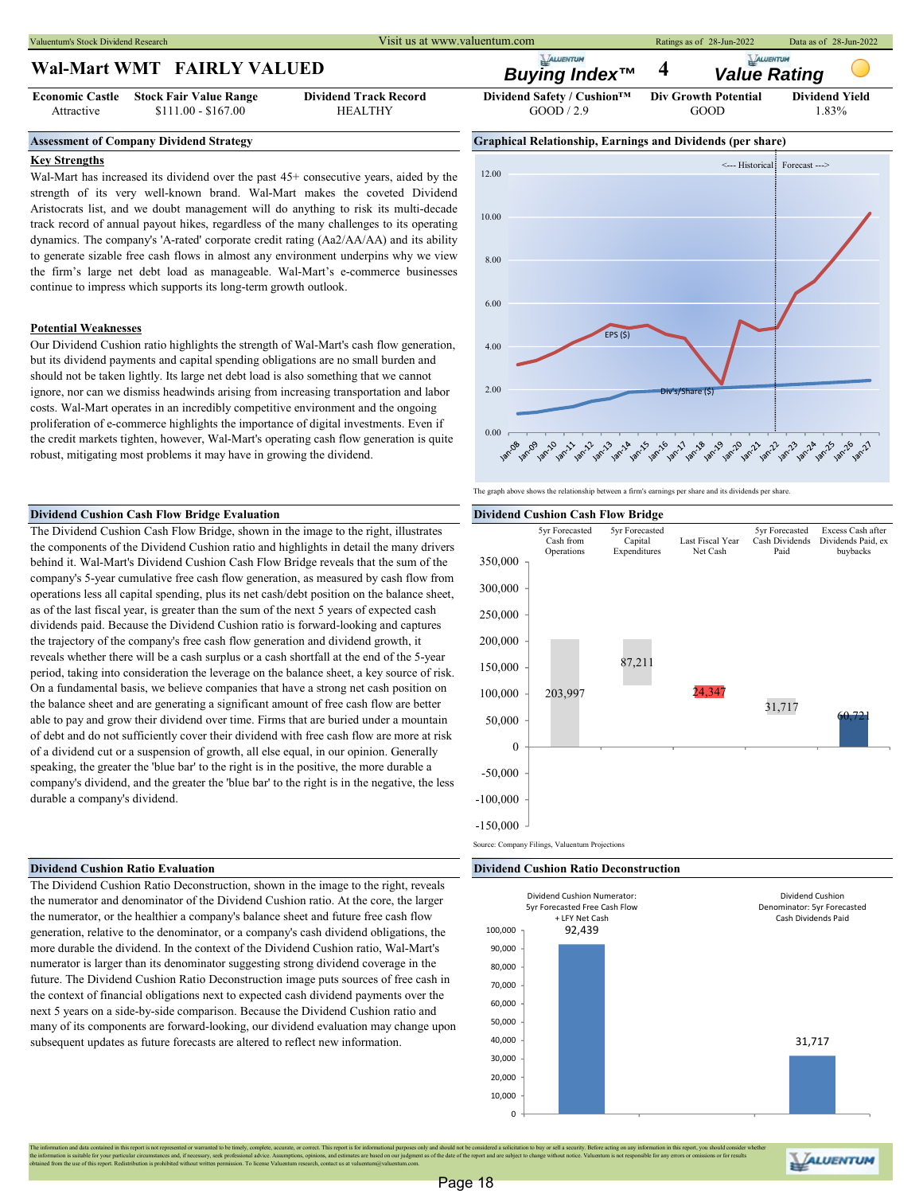# Wal-Mart WMT FAIRLY VALUED

**Buying Index™** 4 **Value Rating**

| Economic Castle | Stock Fair Value Range | Dividend Track Record | Dividend Safety / Cushion™ | Div Growth Potential | Dividend Yield |
|---|---|---|---|---|---|
| Attractive | $111.00 - $167.00 | HEALTHY | GOOD / 2.9 | GOOD | 1.83% |

## Assessment of Company Dividend Strategy

### Key Strengths

Wal-Mart has increased its dividend over the past 45+ consecutive years, aided by the strength of its very well-known brand. Wal-Mart makes the coveted Dividend Aristocrats list, and we doubt management will do anything to risk its multi-decade track record of annual payout hikes, regardless of the many challenges to its operating dynamics. The company's 'A-rated' corporate credit rating (Aa2/AA/AA) and its ability to generate sizable free cash flows in almost any environment underpins why we view the firm's large net debt load as manageable. Wal-Mart's e-commerce businesses continue to impress which supports its long-term growth outlook.

### Potential Weaknesses

Our Dividend Cushion ratio highlights the strength of Wal-Mart's cash flow generation, but its dividend payments and capital spending obligations are no small burden and should not be taken lightly. Its large net debt load is also something that we cannot ignore, nor can we dismiss headwinds arising from increasing transportation and labor costs. Wal-Mart operates in an incredibly competitive environment and the ongoing proliferation of e-commerce highlights the importance of digital investments. Even if the credit markets tighten, however, Wal-Mart's operating cash flow generation is quite robust, mitigating most problems it may have in growing the dividend.

## Graphical Relationship, Earnings and Dividends (per share)

The graph above shows the relationship between a firm's earnings per share and its dividends per share.

## Dividend Cushion Cash Flow Bridge Evaluation

The Dividend Cushion Cash Flow Bridge, shown in the image to the right, illustrates the components of the Dividend Cushion ratio and highlights in detail the many drivers behind it. Wal-Mart's Dividend Cushion Cash Flow Bridge reveals that the sum of the company's 5-year cumulative free cash flow generation, as measured by cash flow from operations less all capital spending, plus its net cash/debt position on the balance sheet, as of the last fiscal year, is greater than the sum of the next 5 years of expected cash dividends paid. Because the Dividend Cushion ratio is forward-looking and captures the trajectory of the company's free cash flow generation and dividend growth, it reveals whether there will be a cash surplus or a cash shortfall at the end of the 5-year period, taking into consideration the leverage on the balance sheet, a key source of risk. On a fundamental basis, we believe companies that have a strong net cash position on the balance sheet and are generating a significant amount of free cash flow are better able to pay and grow their dividend over time. Firms that are buried under a mountain of debt and do not sufficiently cover their dividend with free cash flow are more at risk of a dividend cut or a suspension of growth, all else equal, in our opinion. Generally speaking, the greater the 'blue bar' to the right is in the positive, the more durable a company's dividend, and the greater the 'blue bar' to the right is in the negative, the less durable a company's dividend.

## Dividend Cushion Cash Flow Bridge

| 5yr Forecasted Cash from Operations | 5yr Forecasted Capital Expenditures | Last Fiscal Year Net Cash | 5yr Forecasted Cash Dividends Paid | Excess Cash after Dividends Paid, ex buybacks |
|---|---|---|---|---|
| 203,997 | 87,211 | 24,347 | 31,717 | 60,721 |

Source: Company Filings, Valuentum Projections

## Dividend Cushion Ratio Evaluation

The Dividend Cushion Ratio Deconstruction, shown in the image to the right, reveals the numerator and denominator of the Dividend Cushion ratio. At the core, the larger the numerator, or the healthier a company's balance sheet and future free cash flow generation, relative to the denominator, or a company's cash dividend obligations, the more durable the dividend. In the context of the Dividend Cushion ratio, Wal-Mart's numerator is larger than its denominator suggesting strong dividend coverage in the future. The Dividend Cushion Ratio Deconstruction image puts sources of free cash in the context of financial obligations next to expected cash dividend payments over the next 5 years on a side-by-side comparison. Because the Dividend Cushion ratio and many of its components are forward-looking, our dividend evaluation may change upon subsequent updates as future forecasts are altered to reflect new information.

## Dividend Cushion Ratio Deconstruction

| Dividend Cushion Numerator: 5yr Forecasted Free Cash Flow + LFY Net Cash | Dividend Cushion Denominator: 5yr Forecasted Cash Dividends Paid |
|---|---|
| 92,439 | 31,717 |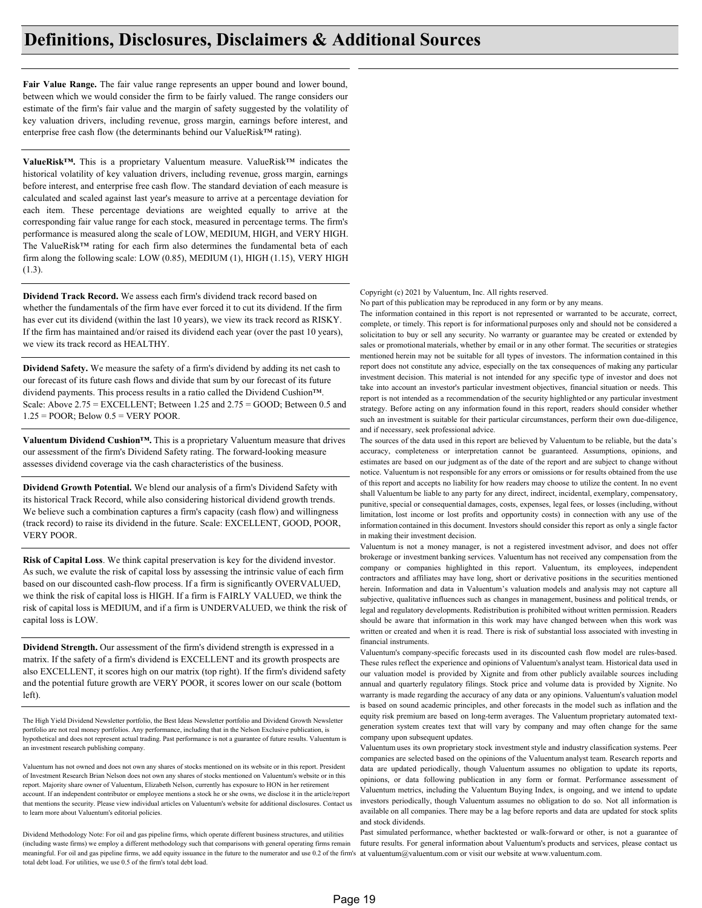# Definitions, Disclosures, Disclaimers & Additional Sources

**Fair Value Range.** The fair value range represents an upper bound and lower bound, between which we would consider the firm to be fairly valued. The range considers our estimate of the firm's fair value and the margin of safety suggested by the volatility of key valuation drivers, including revenue, gross margin, earnings before interest, and enterprise free cash flow (the determinants behind our ValueRisk™ rating).

**ValueRisk™.** This is a proprietary Valuentum measure. ValueRisk™ indicates the historical volatility of key valuation drivers, including revenue, gross margin, earnings before interest, and enterprise free cash flow. The standard deviation of each measure is calculated and scaled against last year's measure to arrive at a percentage deviation for each item. These percentage deviations are weighted equally to arrive at the corresponding fair value range for each stock, measured in percentage terms. The firm's performance is measured along the scale of LOW, MEDIUM, HIGH, and VERY HIGH. The ValueRisk™ rating for each firm also determines the fundamental beta of each firm along the following scale: LOW (0.85), MEDIUM (1), HIGH (1.15), VERY HIGH (1.3).

**Dividend Track Record.** We assess each firm's dividend track record based on whether the fundamentals of the firm have ever forced it to cut its dividend. If the firm has ever cut its dividend (within the last 10 years), we view its track record as RISKY. If the firm has maintained and/or raised its dividend each year (over the past 10 years), we view its track record as HEALTHY.

**Dividend Safety.** We measure the safety of a firm's dividend by adding its net cash to our forecast of its future cash flows and divide that sum by our forecast of its future dividend payments. This process results in a ratio called the Dividend Cushion™. Scale: Above 2.75 = EXCELLENT; Between 1.25 and 2.75 = GOOD; Between 0.5 and 1.25 = POOR; Below 0.5 = VERY POOR.

**Valuentum Dividend Cushion™.** This is a proprietary Valuentum measure that drives our assessment of the firm's Dividend Safety rating. The forward-looking measure assesses dividend coverage via the cash characteristics of the business.

**Dividend Growth Potential.** We blend our analysis of a firm's Dividend Safety with its historical Track Record, while also considering historical dividend growth trends. We believe such a combination captures a firm's capacity (cash flow) and willingness (track record) to raise its dividend in the future. Scale: EXCELLENT, GOOD, POOR, VERY POOR.

**Risk of Capital Loss**. We think capital preservation is key for the dividend investor. As such, we evalute the risk of capital loss by assessing the intrinsic value of each firm based on our discounted cash-flow process. If a firm is significantly OVERVALUED, we think the risk of capital loss is HIGH. If a firm is FAIRLY VALUED, we think the risk of capital loss is MEDIUM, and if a firm is UNDERVALUED, we think the risk of capital loss is LOW.

**Dividend Strength.** Our assessment of the firm's dividend strength is expressed in a matrix. If the safety of a firm's dividend is EXCELLENT and its growth prospects are also EXCELLENT, it scores high on our matrix (top right). If the firm's dividend safety and the potential future growth are VERY POOR, it scores lower on our scale (bottom left).

The High Yield Dividend Newsletter portfolio, the Best Ideas Newsletter portfolio and Dividend Growth Newsletter portfolio are not real money portfolios. Any performance, including that in the Nelson Exclusive publication, is hypothetical and does not represent actual trading. Past performance is not a guarantee of future results. Valuentum is an investment research publishing company.

Valuentum has not owned and does not own any shares of stocks mentioned on its website or in this report. President of Investment Research Brian Nelson does not own any shares of stocks mentioned on Valuentum's website or in this report. Majority share owner of Valuentum, Elizabeth Nelson, currently has exposure to HON in her retirement account. If an independent contributor or employee mentions a stock he or she owns, we disclose it in the article/report that mentions the security. Please view individual articles on Valuentum's website for additional disclosures. Contact us to learn more about Valuentum's editorial policies.

Dividend Methodology Note: For oil and gas pipeline firms, which operate different business structures, and utilities (including waste firms) we employ a different methodology such that comparisons with general operating firms remain meaningful. For oil and gas pipeline firms, we add equity issuance in the future to the numerator and use 0.2 of the firm's total debt load. For utilities, we use 0.5 of the firm's total debt load.

Copyright (c) 2021 by Valuentum, Inc. All rights reserved.
No part of this publication may be reproduced in any form or by any means.
The information contained in this report is not represented or warranted to be accurate, correct, complete, or timely. This report is for informational purposes only and should not be considered a solicitation to buy or sell any security. No warranty or guarantee may be created or extended by sales or promotional materials, whether by email or in any other format. The securities or strategies mentioned herein may not be suitable for all types of investors. The information contained in this report does not constitute any advice, especially on the tax consequences of making any particular investment decision. This material is not intended for any specific type of investor and does not take into account an investor's particular investment objectives, financial situation or needs. This report is not intended as a recommendation of the security highlighted or any particular investment strategy. Before acting on any information found in this report, readers should consider whether such an investment is suitable for their particular circumstances, perform their own due-diligence, and if necessary, seek professional advice.
The sources of the data used in this report are believed by Valuentum to be reliable, but the data's accuracy, completeness or interpretation cannot be guaranteed. Assumptions, opinions, and estimates are based on our judgment as of the date of the report and are subject to change without notice. Valuentum is not responsible for any errors or omissions or for results obtained from the use of this report and accepts no liability for how readers may choose to utilize the content. In no event shall Valuentum be liable to any party for any direct, indirect, incidental, exemplary, compensatory, punitive, special or consequential damages, costs, expenses, legal fees, or losses (including, without limitation, lost income or lost profits and opportunity costs) in connection with any use of the information contained in this document. Investors should consider this report as only a single factor in making their investment decision.
Valuentum is not a money manager, is not a registered investment advisor, and does not offer brokerage or investment banking services. Valuentum has not received any compensation from the company or companies highlighted in this report. Valuentum, its employees, independent contractors and affiliates may have long, short or derivative positions in the securities mentioned herein. Information and data in Valuentum's valuation models and analysis may not capture all subjective, qualitative influences such as changes in management, business and political trends, or legal and regulatory developments. Redistribution is prohibited without written permission. Readers should be aware that information in this work may have changed between when this work was written or created and when it is read. There is risk of substantial loss associated with investing in financial instruments.
Valuentum's company-specific forecasts used in its discounted cash flow model are rules-based. These rules reflect the experience and opinions of Valuentum's analyst team. Historical data used in our valuation model is provided by Xignite and from other publicly available sources including annual and quarterly regulatory filings. Stock price and volume data is provided by Xignite. No warranty is made regarding the accuracy of any data or any opinions. Valuentum's valuation model is based on sound academic principles, and other forecasts in the model such as inflation and the equity risk premium are based on long-term averages. The Valuentum proprietary automated text-generation system creates text that will vary by company and may often change for the same company upon subsequent updates.
Valuentum uses its own proprietary stock investment style and industry classification systems. Peer companies are selected based on the opinions of the Valuentum analyst team. Research reports and data are updated periodically, though Valuentum assumes no obligation to update its reports, opinions, or data following publication in any form or format. Performance assessment of Valuentum metrics, including the Valuentum Buying Index, is ongoing, and we intend to update investors periodically, though Valuentum assumes no obligation to do so. Not all information is available on all companies. There may be a lag before reports and data are updated for stock splits and stock dividends.
Past simulated performance, whether backtested or walk-forward or other, is not a guarantee of future results. For general information about Valuentum's products and services, please contact us at valuentum@valuentum.com or visit our website at www.valuentum.com.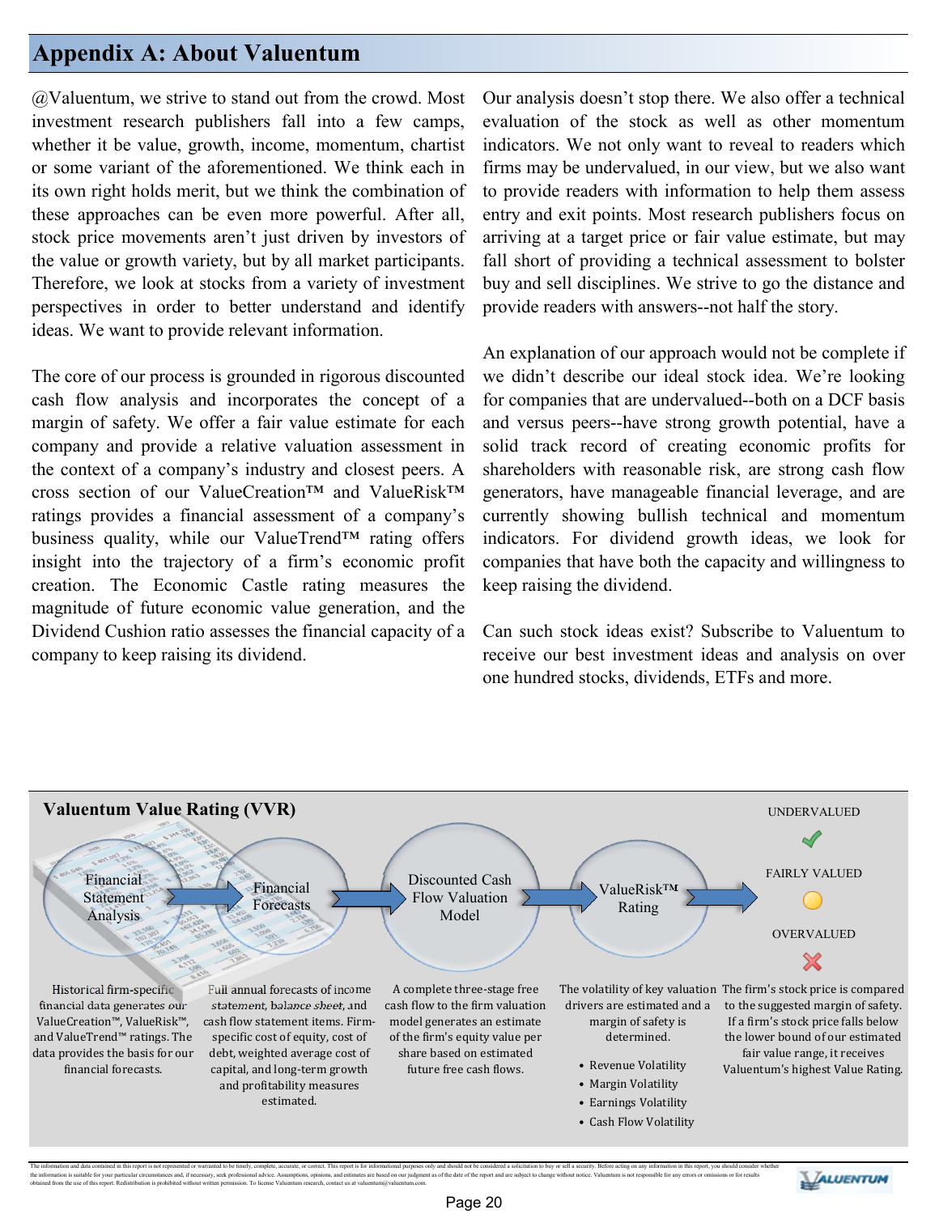## Appendix A: About Valuentum

@Valuentum, we strive to stand out from the crowd. Most investment research publishers fall into a few camps, whether it be value, growth, income, momentum, chartist or some variant of the aforementioned. We think each in its own right holds merit, but we think the combination of these approaches can be even more powerful. After all, stock price movements aren't just driven by investors of the value or growth variety, but by all market participants. Therefore, we look at stocks from a variety of investment perspectives in order to better understand and identify ideas. We want to provide relevant information.

The core of our process is grounded in rigorous discounted cash flow analysis and incorporates the concept of a margin of safety. We offer a fair value estimate for each company and provide a relative valuation assessment in the context of a company's industry and closest peers. A cross section of our ValueCreation™ and ValueRisk™ ratings provides a financial assessment of a company's business quality, while our ValueTrend™ rating offers insight into the trajectory of a firm's economic profit creation. The Economic Castle rating measures the magnitude of future economic value generation, and the Dividend Cushion ratio assesses the financial capacity of a company to keep raising its dividend.

Our analysis doesn't stop there. We also offer a technical evaluation of the stock as well as other momentum indicators. We not only want to reveal to readers which firms may be undervalued, in our view, but we also want to provide readers with information to help them assess entry and exit points. Most research publishers focus on arriving at a target price or fair value estimate, but may fall short of providing a technical assessment to bolster buy and sell disciplines. We strive to go the distance and provide readers with answers--not half the story.

An explanation of our approach would not be complete if we didn't describe our ideal stock idea. We're looking for companies that are undervalued--both on a DCF basis and versus peers--have strong growth potential, have a solid track record of creating economic profits for shareholders with reasonable risk, are strong cash flow generators, have manageable financial leverage, and are currently showing bullish technical and momentum indicators. For dividend growth ideas, we look for companies that have both the capacity and willingness to keep raising the dividend.

Can such stock ideas exist? Subscribe to Valuentum to receive our best investment ideas and analysis on over one hundred stocks, dividends, ETFs and more.

### Valuentum Value Rating (VVR)

**Financial Statement Analysis** → **Financial Forecasts** → **Discounted Cash Flow Valuation Model** → **ValueRisk™ Rating** → UNDERVALUED / FAIRLY VALUED / OVERVALUED

- **Financial Statement Analysis:** Historical firm-specific financial data generates our ValueCreation™, ValueRisk™, and ValueTrend™ ratings. The data provides the basis for our financial forecasts.
- **Financial Forecasts:** Full annual forecasts of income statement, balance sheet, and cash flow statement items. Firm-specific cost of equity, cost of debt, weighted average cost of capital, and long-term growth and profitability measures estimated.
- **Discounted Cash Flow Valuation Model:** A complete three-stage free cash flow to the firm valuation model generates an estimate of the firm's equity value per share based on estimated future free cash flows.
- **ValueRisk™ Rating:** The volatility of key valuation drivers are estimated and a margin of safety is determined.
  - Revenue Volatility
  - Margin Volatility
  - Earnings Volatility
  - Cash Flow Volatility
- **Rating:** The firm's stock price is compared to the suggested margin of safety. If a firm's stock price falls below the lower bound of our estimated fair value range, it receives Valuentum's highest Value Rating.

The information and data contained in this report is not represented or warranted to be timely, complete, accurate, or correct. This report is for informational purposes only and should not be considered a solicitation to buy or sell a security. Before acting on any information in this report, you should consider whether the information is suitable for your particular circumstances and, if necessary, seek professional advice. Assumptions, opinions, and estimates are based on our judgment as of the date of the report and are subject to change without notice. Valuentum is not responsible for any errors or omissions or for results obtained from the use of this report. Redistribution is prohibited without written permission. To license Valuentum research, contact us at valuentum@valuentum.com.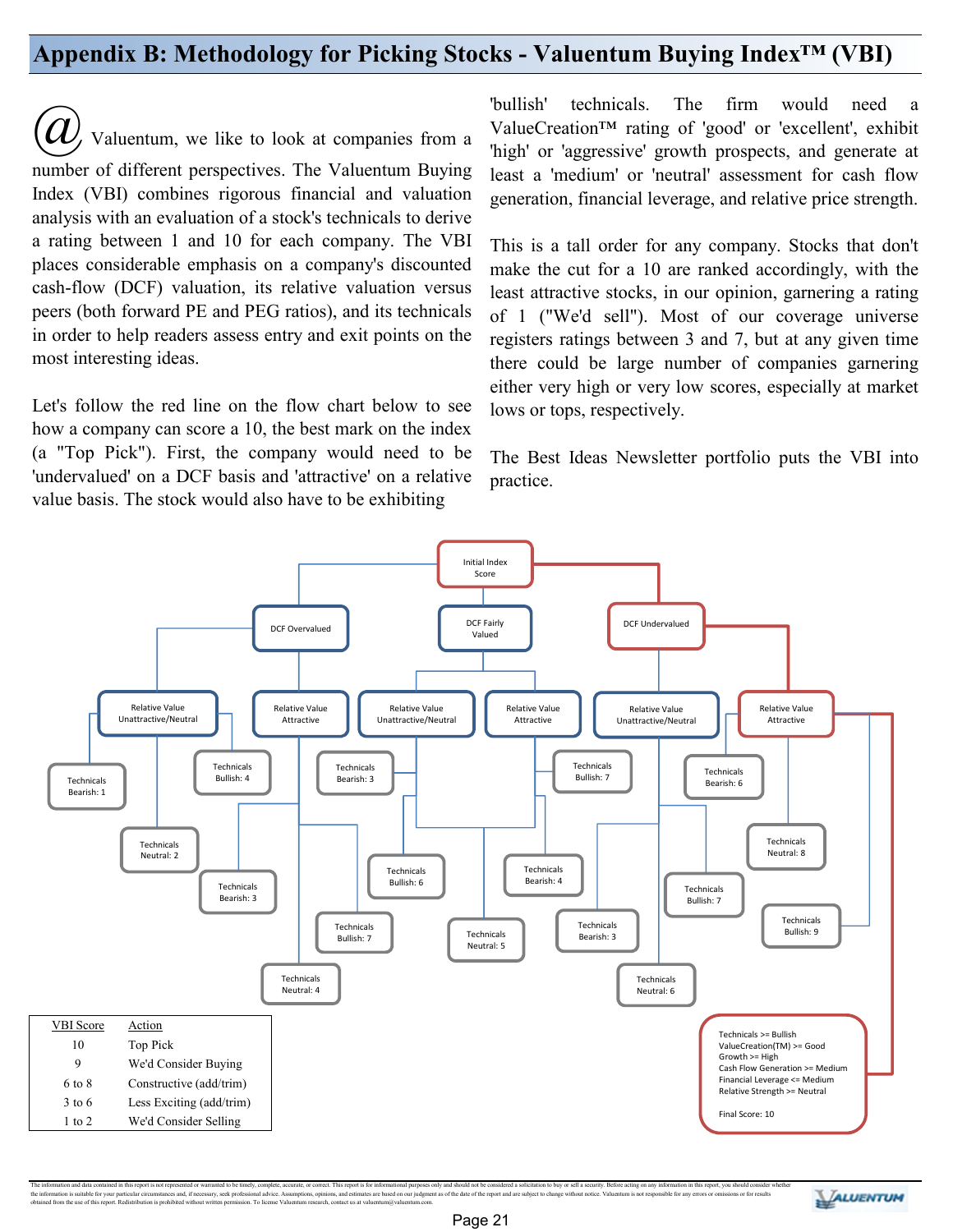# Appendix B: Methodology for Picking Stocks - Valuentum Buying Index™ (VBI)

@ Valuentum, we like to look at companies from a number of different perspectives. The Valuentum Buying Index (VBI) combines rigorous financial and valuation analysis with an evaluation of a stock's technicals to derive a rating between 1 and 10 for each company. The VBI places considerable emphasis on a company's discounted cash-flow (DCF) valuation, its relative valuation versus peers (both forward PE and PEG ratios), and its technicals in order to help readers assess entry and exit points on the most interesting ideas.

Let's follow the red line on the flow chart below to see how a company can score a 10, the best mark on the index (a "Top Pick"). First, the company would need to be 'undervalued' on a DCF basis and 'attractive' on a relative value basis. The stock would also have to be exhibiting 'bullish' technicals. The firm would need a ValueCreation™ rating of 'good' or 'excellent', exhibit 'high' or 'aggressive' growth prospects, and generate at least a 'medium' or 'neutral' assessment for cash flow generation, financial leverage, and relative price strength.

This is a tall order for any company. Stocks that don't make the cut for a 10 are ranked accordingly, with the least attractive stocks, in our opinion, garnering a rating of 1 ("We'd sell"). Most of our coverage universe registers ratings between 3 and 7, but at any given time there could be large number of companies garnering either very high or very low scores, especially at market lows or tops, respectively.

The Best Ideas Newsletter portfolio puts the VBI into practice.

Initial Index Score

DCF Overvalued

DCF Fairly Valued

DCF Undervalued

Relative Value Unattractive/Neutral

Relative Value Attractive

Relative Value Unattractive/Neutral

Relative Value Attractive

Relative Value Unattractive/Neutral

Relative Value Attractive

Technicals Bearish: 1

Technicals Neutral: 2

Technicals Bullish: 4

Technicals Bearish: 3

Technicals Bullish: 7

Technicals Neutral: 4

Technicals Bearish: 3

Technicals Bullish: 6

Technicals Neutral: 5

Technicals Bullish: 7

Technicals Bearish: 4

Technicals Bearish: 3

Technicals Bearish: 6

Technicals Bullish: 7

Technicals Neutral: 6

Technicals Neutral: 8

Technicals Bullish: 9

Technicals >= Bullish
ValueCreation(TM) >= Good
Growth >= High
Cash Flow Generation >= Medium
Financial Leverage <= Medium
Relative Strength >= Neutral

Final Score: 10

| VBI Score | Action |
|---|---|
| 10 | Top Pick |
| 9 | We'd Consider Buying |
| 6 to 8 | Constructive (add/trim) |
| 3 to 6 | Less Exciting (add/trim) |
| 1 to 2 | We'd Consider Selling |

The information and data contained in this report is not represented or warranted to be timely, complete, accurate, or correct. This report is for informational purposes only and should not be considered a solicitation to buy or sell a security. Before acting on any information in this report, you should consider whether the information is suitable for your particular circumstances and, if necessary, seek professional advice. Assumptions, opinions, and estimates are based on our judgment as of the date of the report and are subject to change without notice. Valuentum is not responsible for any errors or omissions or for results obtained from the use of this report. Redistribution is prohibited without written permission. To license Valuentum research, contact us at valuentum@valuentum.com.